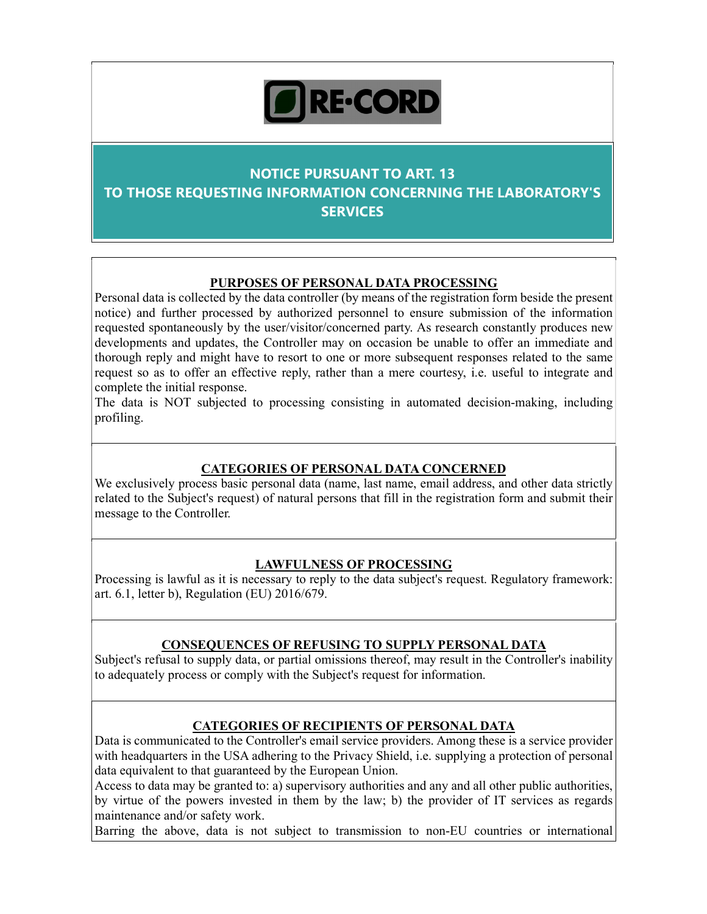RE·CORD

# NOTICE PURSUANT TO ART. 13
# TO THOSE REQUESTING INFORMATION CONCERNING THE LABORATORY'S SERVICES

## PURPOSES OF PERSONAL DATA PROCESSING

Personal data is collected by the data controller (by means of the registration form beside the present notice) and further processed by authorized personnel to ensure submission of the information requested spontaneously by the user/visitor/concerned party. As research constantly produces new developments and updates, the Controller may on occasion be unable to offer an immediate and thorough reply and might have to resort to one or more subsequent responses related to the same request so as to offer an effective reply, rather than a mere courtesy, i.e. useful to integrate and complete the initial response.

The data is NOT subjected to processing consisting in automated decision-making, including profiling.

## CATEGORIES OF PERSONAL DATA CONCERNED

We exclusively process basic personal data (name, last name, email address, and other data strictly related to the Subject's request) of natural persons that fill in the registration form and submit their message to the Controller.

## LAWFULNESS OF PROCESSING

Processing is lawful as it is necessary to reply to the data subject's request. Regulatory framework: art. 6.1, letter b), Regulation (EU) 2016/679.

## CONSEQUENCES OF REFUSING TO SUPPLY PERSONAL DATA

Subject's refusal to supply data, or partial omissions thereof, may result in the Controller's inability to adequately process or comply with the Subject's request for information.

## CATEGORIES OF RECIPIENTS OF PERSONAL DATA

Data is communicated to the Controller's email service providers. Among these is a service provider with headquarters in the USA adhering to the Privacy Shield, i.e. supplying a protection of personal data equivalent to that guaranteed by the European Union.

Access to data may be granted to: a) supervisory authorities and any and all other public authorities, by virtue of the powers invested in them by the law; b) the provider of IT services as regards maintenance and/or safety work.

Barring the above, data is not subject to transmission to non-EU countries or international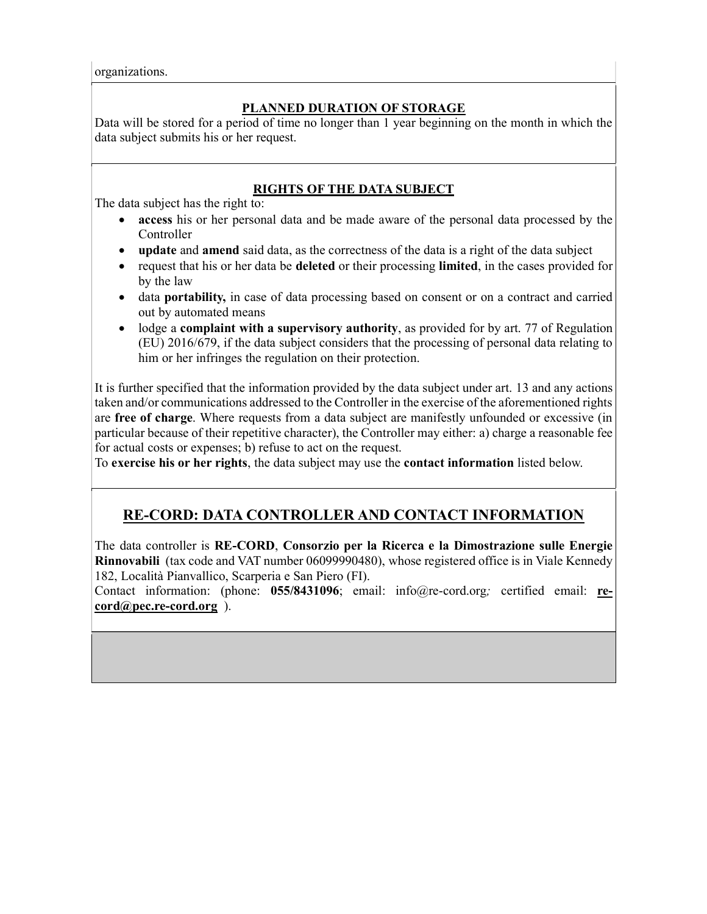organizations.

### PLANNED DURATION OF STORAGE

Data will be stored for a period of time no longer than 1 year beginning on the month in which the data subject submits his or her request.

### RIGHTS OF THE DATA SUBJECT

The data subject has the right to:

- **access** his or her personal data and be made aware of the personal data processed by the Controller
- **update** and **amend** said data, as the correctness of the data is a right of the data subject
- request that his or her data be **deleted** or their processing **limited**, in the cases provided for by the law
- data **portability,** in case of data processing based on consent or on a contract and carried out by automated means
- lodge a **complaint with a supervisory authority**, as provided for by art. 77 of Regulation (EU) 2016/679, if the data subject considers that the processing of personal data relating to him or her infringes the regulation on their protection.

It is further specified that the information provided by the data subject under art. 13 and any actions taken and/or communications addressed to the Controller in the exercise of the aforementioned rights are **free of charge**. Where requests from a data subject are manifestly unfounded or excessive (in particular because of their repetitive character), the Controller may either: a) charge a reasonable fee for actual costs or expenses; b) refuse to act on the request.

To **exercise his or her rights**, the data subject may use the **contact information** listed below.

## RE-CORD: DATA CONTROLLER AND CONTACT INFORMATION

The data controller is **RE-CORD**, **Consorzio per la Ricerca e la Dimostrazione sulle Energie Rinnovabili** (tax code and VAT number 06099990480), whose registered office is in Viale Kennedy 182, Località Pianvallico, Scarperia e San Piero (FI).

Contact information: (phone: **055/8431096**; email: info@re-cord.org*;* certified email: **re-cord@pec.re-cord.org** ).